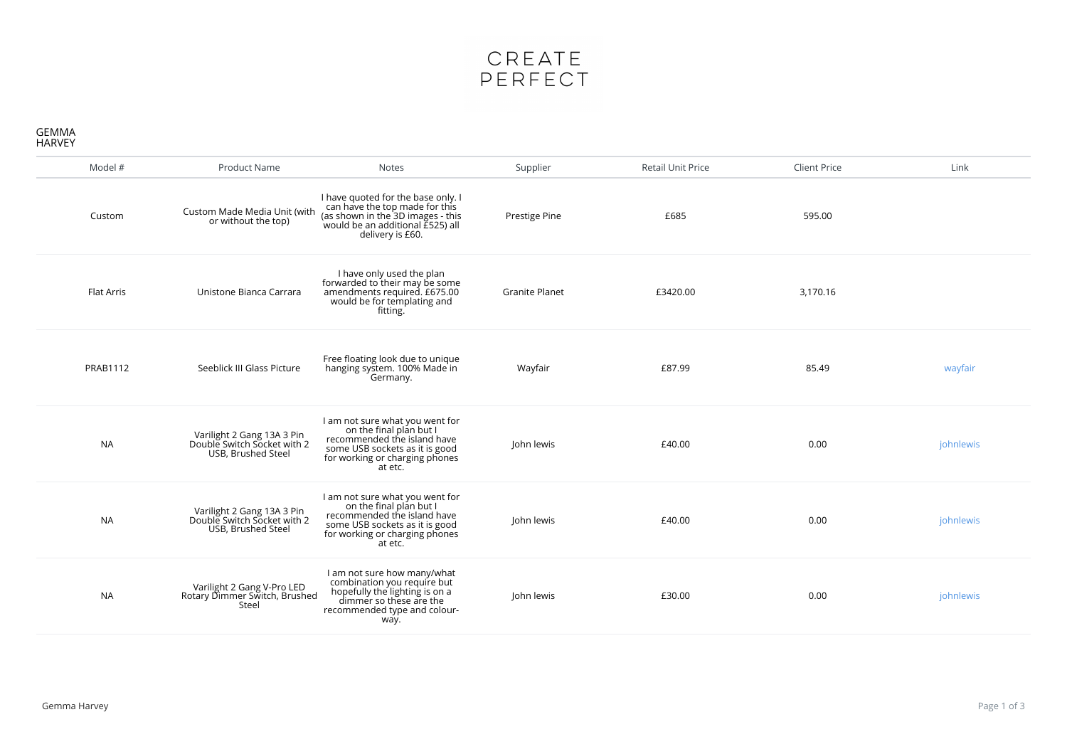# CREATE PERFECT

GEMMA HARVEY

| Model # | Product Name | Notes | Supplier | Retail Unit Price | Client Price | Link |
|---|---|---|---|---|---|---|
| Custom | Custom Made Media Unit (with or without the top) | I have quoted for the base only. I can have the top made for this (as shown in the 3D images - this would be an additional £525) all delivery is £60. | Prestige Pine | £685 | 595.00 | |
| Flat Arris | Unistone Bianca Carrara | I have only used the plan forwarded to their may be some amendments required. £675.00 would be for templating and fitting. | Granite Planet | £3420.00 | 3,170.16 | |
| PRAB1112 | Seeblick III Glass Picture | Free floating look due to unique hanging system. 100% Made in Germany. | Wayfair | £87.99 | 85.49 | wayfair |
| NA | Varilight 2 Gang 13A 3 Pin Double Switch Socket with 2 USB, Brushed Steel | I am not sure what you went for on the final plan but I recommended the island have some USB sockets as it is good for working or charging phones at etc. | John lewis | £40.00 | 0.00 | johnlewis |
| NA | Varilight 2 Gang 13A 3 Pin Double Switch Socket with 2 USB, Brushed Steel | I am not sure what you went for on the final plan but I recommended the island have some USB sockets as it is good for working or charging phones at etc. | John lewis | £40.00 | 0.00 | johnlewis |
| NA | Varilight 2 Gang V-Pro LED Rotary Dimmer Switch, Brushed Steel | I am not sure how many/what combination you require but hopefully the lighting is on a dimmer so these are the recommended type and colour-way. | John lewis | £30.00 | 0.00 | johnlewis |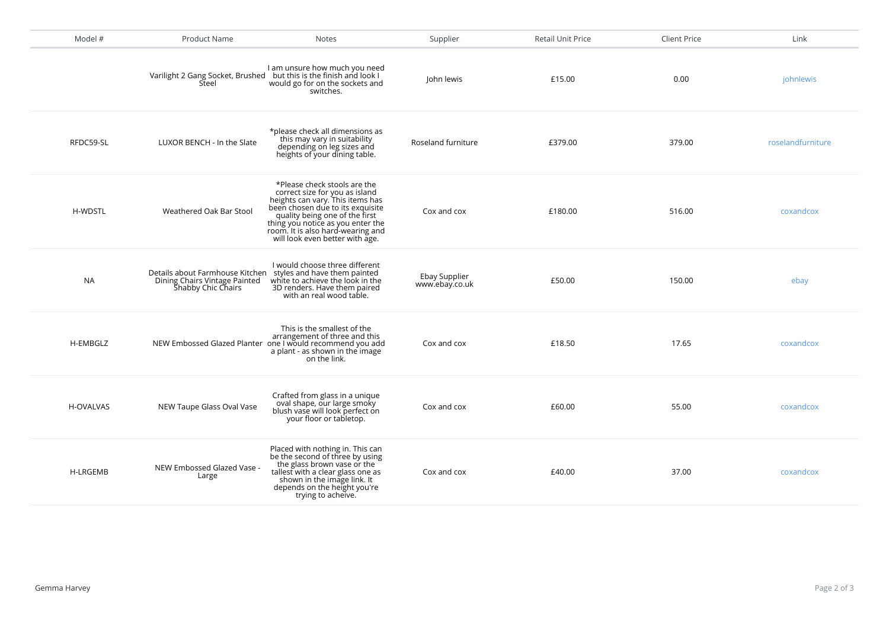| Model # | Product Name | Notes | Supplier | Retail Unit Price | Client Price | Link |
|---|---|---|---|---|---|---|
| | Varilight 2 Gang Socket, Brushed Steel | I am unsure how much you need but this is the finish and look I would go for on the sockets and switches. | John lewis | £15.00 | 0.00 | johnlewis |
| RFDC59-SL | LUXOR BENCH - In the Slate | *please check all dimensions as this may vary in suitability depending on leg sizes and heights of your dining table. | Roseland furniture | £379.00 | 379.00 | roselandfurniture |
| H-WDSTL | Weathered Oak Bar Stool | *Please check stools are the correct size for you as island heights can vary. This items has been chosen due to its exquisite quality being one of the first thing you notice as you enter the room. It is also hard-wearing and will look even better with age. | Cox and cox | £180.00 | 516.00 | coxandcox |
| NA | Details about Farmhouse Kitchen Dining Chairs Vintage Painted Shabby Chic Chairs | I would choose three different styles and have them painted white to achieve the look in the 3D renders. Have them paired with an real wood table. | Ebay Supplier www.ebay.co.uk | £50.00 | 150.00 | ebay |
| H-EMBGLZ | NEW Embossed Glazed Planter | This is the smallest of the arrangement of three and this one I would recommend you add a plant - as shown in the image on the link. | Cox and cox | £18.50 | 17.65 | coxandcox |
| H-OVALVAS | NEW Taupe Glass Oval Vase | Crafted from glass in a unique oval shape, our large smoky blush vase will look perfect on your floor or tabletop. | Cox and cox | £60.00 | 55.00 | coxandcox |
| H-LRGEMB | NEW Embossed Glazed Vase - Large | Placed with nothing in. This can be the second of three by using the glass brown vase or the tallest with a clear glass one as shown in the image link. It depends on the height you're trying to acheive. | Cox and cox | £40.00 | 37.00 | coxandcox |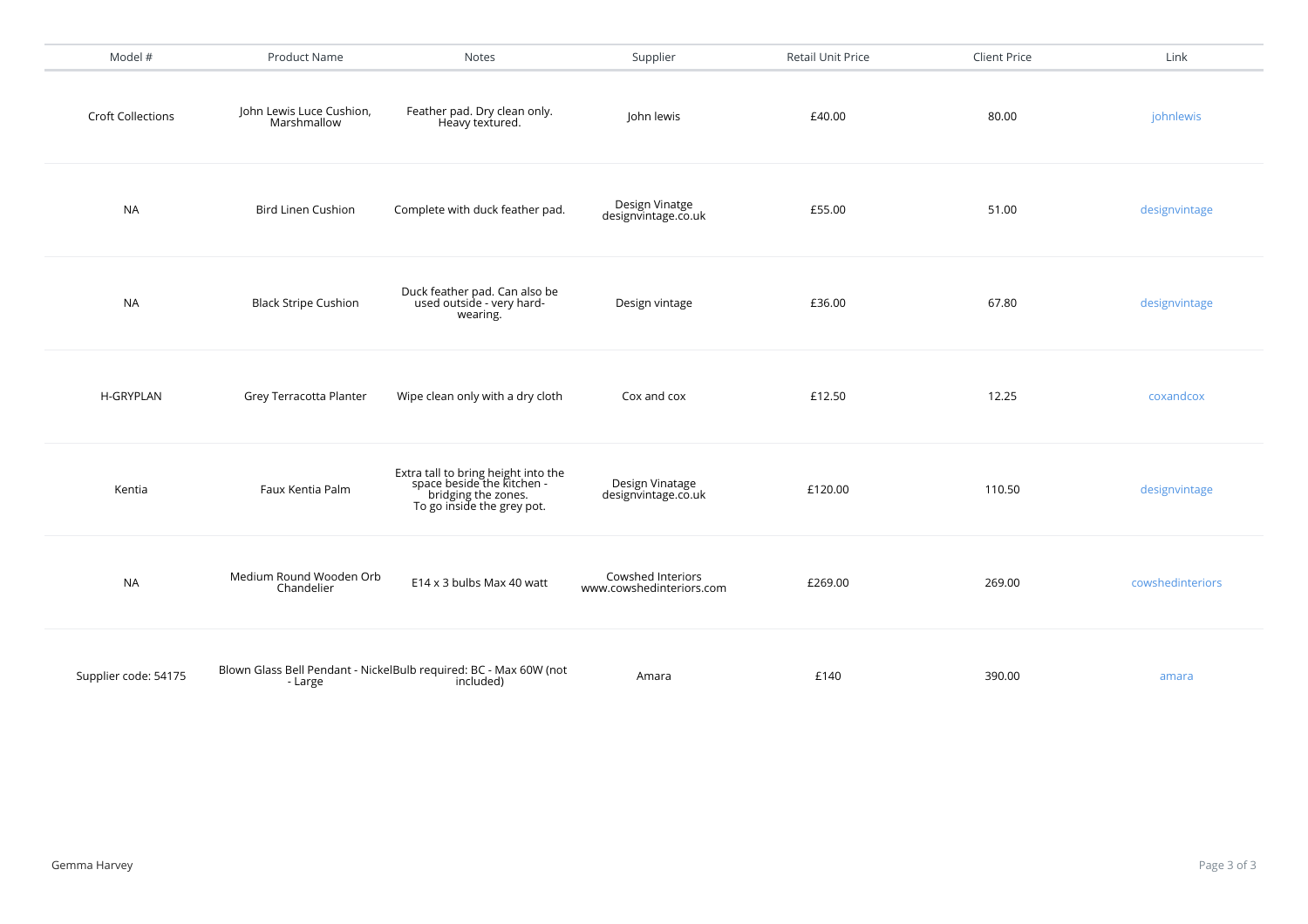| Model # | Product Name | Notes | Supplier | Retail Unit Price | Client Price | Link |
| --- | --- | --- | --- | --- | --- | --- |
| Croft Collections | John Lewis Luce Cushion, Marshmallow | Feather pad. Dry clean only. Heavy textured. | John lewis | £40.00 | 80.00 | johnlewis |
| NA | Bird Linen Cushion | Complete with duck feather pad. | Design Vinatge designvintage.co.uk | £55.00 | 51.00 | designvintage |
| NA | Black Stripe Cushion | Duck feather pad. Can also be used outside - very hard-wearing. | Design vintage | £36.00 | 67.80 | designvintage |
| H-GRYPLAN | Grey Terracotta Planter | Wipe clean only with a dry cloth | Cox and cox | £12.50 | 12.25 | coxandcox |
| Kentia | Faux Kentia Palm | Extra tall to bring height into the space beside the kitchen - bridging the zones. To go inside the grey pot. | Design Vinatage designvintage.co.uk | £120.00 | 110.50 | designvintage |
| NA | Medium Round Wooden Orb Chandelier | E14 x 3 bulbs Max 40 watt | Cowshed Interiors www.cowshedinteriors.com | £269.00 | 269.00 | cowshedinteriors |
| Supplier code: 54175 | Blown Glass Bell Pendant - Nickel - Large | Bulb required: BC - Max 60W (not included) | Amara | £140 | 390.00 | amara |

Gemma Harvey